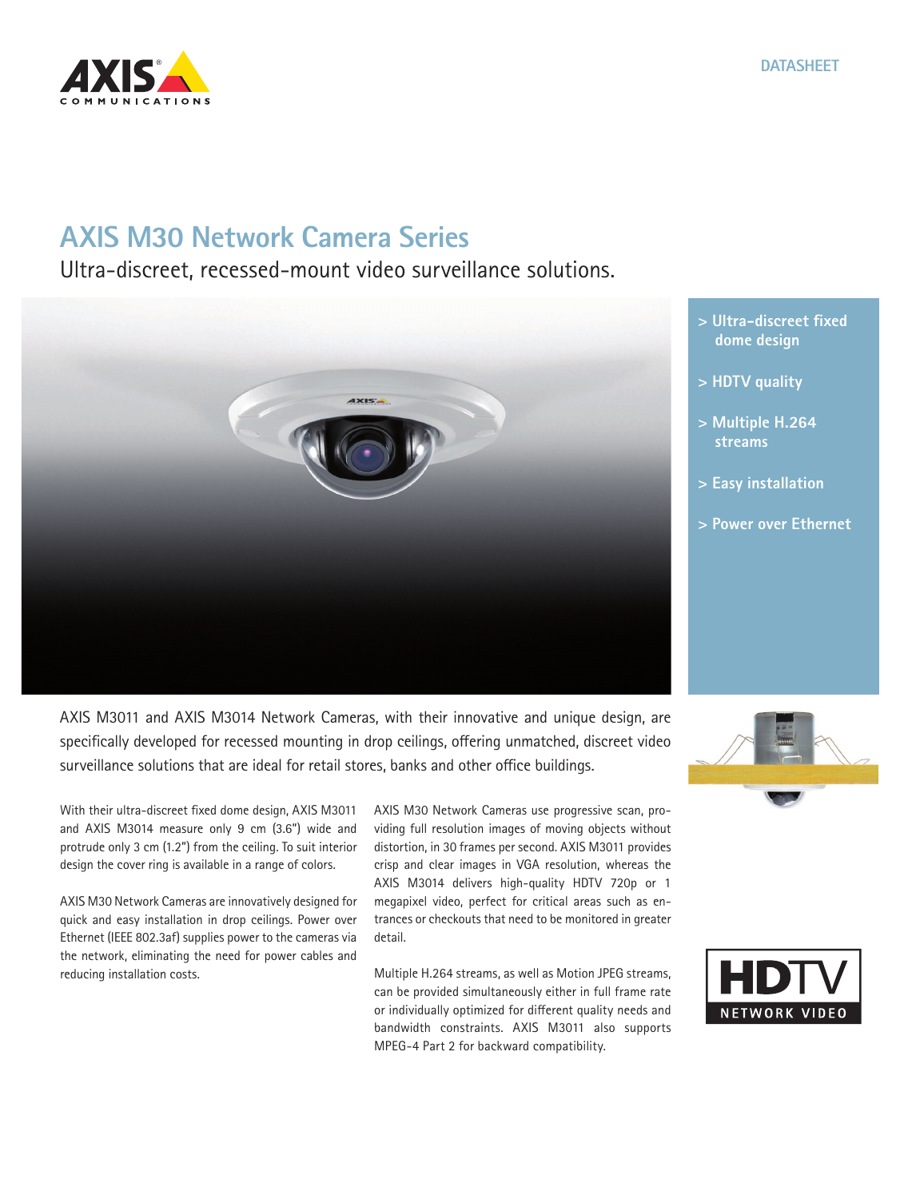DATASHEET

# AXIS M30 Network Camera Series

## Ultra-discreet, recessed-mount video surveillance solutions.

- Ultra-discreet fixed dome design
- HDTV quality
- Multiple H.264 streams
- Easy installation
- Power over Ethernet

AXIS M3011 and AXIS M3014 Network Cameras, with their innovative and unique design, are specifically developed for recessed mounting in drop ceilings, offering unmatched, discreet video surveillance solutions that are ideal for retail stores, banks and other office buildings.

With their ultra-discreet fixed dome design, AXIS M3011 and AXIS M3014 measure only 9 cm (3.6") wide and protrude only 3 cm (1.2") from the ceiling. To suit interior design the cover ring is available in a range of colors.

AXIS M30 Network Cameras are innovatively designed for quick and easy installation in drop ceilings. Power over Ethernet (IEEE 802.3af) supplies power to the cameras via the network, eliminating the need for power cables and reducing installation costs.

AXIS M30 Network Cameras use progressive scan, providing full resolution images of moving objects without distortion, in 30 frames per second. AXIS M3011 provides crisp and clear images in VGA resolution, whereas the AXIS M3014 delivers high-quality HDTV 720p or 1 megapixel video, perfect for critical areas such as entrances or checkouts that need to be monitored in greater detail.

Multiple H.264 streams, as well as Motion JPEG streams, can be provided simultaneously either in full frame rate or individually optimized for different quality needs and bandwidth constraints. AXIS M3011 also supports MPEG-4 Part 2 for backward compatibility.

HDTV NETWORK VIDEO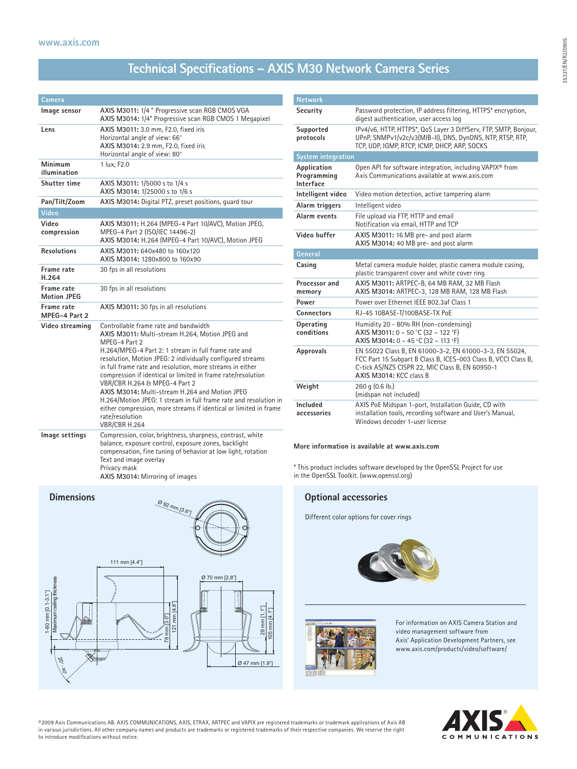# Technical Specifications – AXIS M30 Network Camera Series

## Camera

| | |
|---|---|
| Image sensor | **AXIS M3011:** 1/4 " Progressive scan RGB CMOS VGA<br>**AXIS M3014:** 1/4" Progressive scan RGB CMOS 1 Megapixel |
| Lens | **AXIS M3011:** 3.0 mm, F2.0, fixed iris<br>Horizontal angle of view: 66°<br>**AXIS M3014:** 2.9 mm, F2.0, fixed iris<br>Horizontal angle of view: 80° |
| Minimum illumination | 1 lux, F2.0 |
| Shutter time | **AXIS M3011:** 1/5000 s to 1/4 s<br>**AXIS M3014:** 1/25000 s to 1/6 s |
| Pan/Tilt/Zoom | **AXIS M3014:** Digital PTZ, preset positions, guard tour |

## Video

| | |
|---|---|
| Video compression | **AXIS M3011:** H.264 (MPEG-4 Part 10/AVC), Motion JPEG, MPEG-4 Part 2 (ISO/IEC 14496-2)<br>**AXIS M3014:** H.264 (MPEG-4 Part 10/AVC), Motion JPEG |
| Resolutions | **AXIS M3011:** 640x480 to 160x120<br>**AXIS M3014:** 1280x800 to 160x90 |
| Frame rate H.264 | 30 fps in all resolutions |
| Frame rate Motion JPEG | 30 fps in all resolutions |
| Frame rate MPEG-4 Part 2 | **AXIS M3011:** 30 fps in all resolutions |
| Video streaming | Controllable frame rate and bandwidth<br>**AXIS M3011:** Multi-stream H.264, Motion JPEG and MPEG-4 Part 2<br>H.264/MPEG-4 Part 2: 1 stream in full frame rate and resolution, Motion JPEG: 2 individually configured streams in full frame rate and resolution, more streams in either compression if identical or limited in frame rate/resolution<br>VBR/CBR H.264 & MPEG-4 Part 2<br>**AXIS M3014:** Multi-stream H.264 and Motion JPEG<br>H.264/Motion JPEG: 1 stream in full frame rate and resolution in either compression, more streams if identical or limited in frame rate/resolution<br>VBR/CBR H.264 |
| Image settings | Compression, color, brightness, sharpness, contrast, white balance, exposure control, exposure zones, backlight compensation, fine tuning of behavior at low light, rotation<br>Text and image overlay<br>Privacy mask<br>**AXIS M3014:** Mirroring of images |

## Network

| | |
|---|---|
| Security | Password protection, IP address filtering, HTTPS* encryption, digest authentication, user access log |
| Supported protocols | IPv4/v6, HTTP, HTTPS*, QoS Layer 3 DiffServ, FTP, SMTP, Bonjour, UPnP, SNMPv1/v2c/v3(MIB-II), DNS, DynDNS, NTP, RTSP, RTP, TCP, UDP, IGMP, RTCP, ICMP, DHCP, ARP, SOCKS |

## System integration

| | |
|---|---|
| Application Programming Interface | Open API for software integration, including VAPIX® from Axis Communications available at www.axis.com |
| Intelligent video | Video motion detection, active tampering alarm |
| Alarm triggers | Intelligent video |
| Alarm events | File upload via FTP, HTTP and email<br>Notification via email, HTTP and TCP |
| Video buffer | **AXIS M3011:** 16 MB pre- and post alarm<br>**AXIS M3014:** 40 MB pre- and post alarm |

## General

| | |
|---|---|
| Casing | Metal camera module holder, plastic camera module casing, plastic transparent cover and white cover ring |
| Processor and memory | **AXIS M3011:** ARTPEC-B, 64 MB RAM, 32 MB Flash<br>**AXIS M3014:** ARTPEC-3, 128 MB RAM, 128 MB Flash |
| Power | Power over Ethernet IEEE 802.3af Class 1 |
| Connectors | RJ-45 10BASE-T/100BASE-TX PoE |
| Operating conditions | Humidity 20 - 80% RH (non-condensing)<br>**AXIS M3011:** 0 – 50 °C (32 – 122 °F)<br>**AXIS M3014:** 0 – 45 °C (32 – 113 °F) |
| Approvals | EN 55022 Class B, EN 61000-3-2, EN 61000-3-3, EN 55024, FCC Part 15 Subpart B Class B, ICES-003 Class B, VCCI Class B, C-tick AS/NZS CISPR 22, MIC Class B, EN 60950-1<br>**AXIS M3014:** KCC class B |
| Weight | 260 g (0.6 lb.)<br>(midspan not included) |
| Included accessories | AXIS PoE Midspan 1-port, Installation Guide, CD with installation tools, recording software and User's Manual, Windows decoder 1-user license |

**More information is available at www.axis.com**

\* This product includes software developed by the OpenSSL Project for use in the OpenSSL Toolkit. (www.openssl.org)

## Dimensions

Ø 92 mm [3.6"]
111 mm [4.4"]
Ø 70 mm [2,8"]
1-80 mm [0.1-3.1"]
Maximum ceiling thickness
78 mm [3.0"]
121 mm [4.8"]
28 mm [1.1"]
105 mm [4.1"]
Ø 47 mm [1.9"]
20° - 90°

## Optional accessories

Different color options for cover rings

For information on AXIS Camera Station and video management software from Axis' Application Development Partners, see www.axis.com/products/video/software/

©2009 Axis Communications AB. AXIS COMMUNICATIONS, AXIS, ETRAX, ARTPEC and VAPIX are registered trademarks or trademark applications of Axis AB in various jurisdictions. All other company names and products are trademarks or registered trademarks of their respective companies. We reserve the right to introduce modifications without notice.